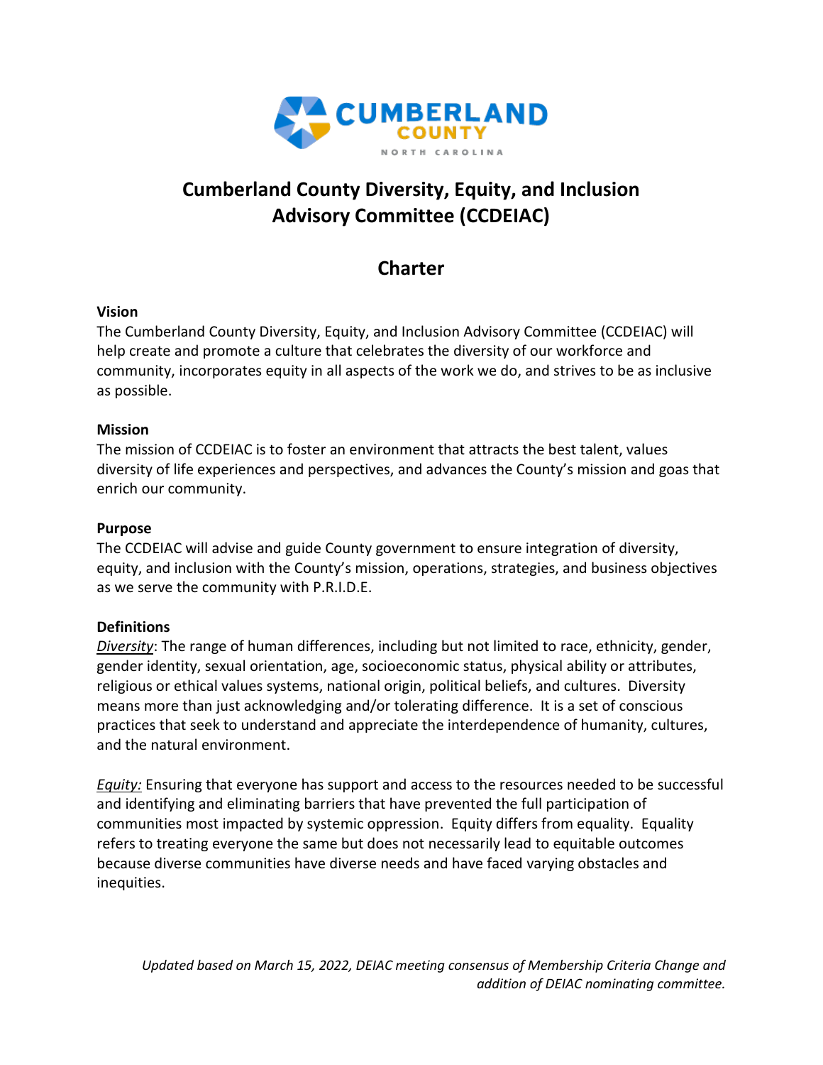# Cumberland County Diversity, Equity, and Inclusion Advisory Committee (CCDEIAC)

## Charter

**Vision**

The Cumberland County Diversity, Equity, and Inclusion Advisory Committee (CCDEIAC) will help create and promote a culture that celebrates the diversity of our workforce and community, incorporates equity in all aspects of the work we do, and strives to be as inclusive as possible.

**Mission**

The mission of CCDEIAC is to foster an environment that attracts the best talent, values diversity of life experiences and perspectives, and advances the County's mission and goas that enrich our community.

**Purpose**

The CCDEIAC will advise and guide County government to ensure integration of diversity, equity, and inclusion with the County's mission, operations, strategies, and business objectives as we serve the community with P.R.I.D.E.

**Definitions**

*Diversity*: The range of human differences, including but not limited to race, ethnicity, gender, gender identity, sexual orientation, age, socioeconomic status, physical ability or attributes, religious or ethical values systems, national origin, political beliefs, and cultures. Diversity means more than just acknowledging and/or tolerating difference. It is a set of conscious practices that seek to understand and appreciate the interdependence of humanity, cultures, and the natural environment.

*Equity:* Ensuring that everyone has support and access to the resources needed to be successful and identifying and eliminating barriers that have prevented the full participation of communities most impacted by systemic oppression. Equity differs from equality. Equality refers to treating everyone the same but does not necessarily lead to equitable outcomes because diverse communities have diverse needs and have faced varying obstacles and inequities.

*Updated based on March 15, 2022, DEIAC meeting consensus of Membership Criteria Change and addition of DEIAC nominating committee.*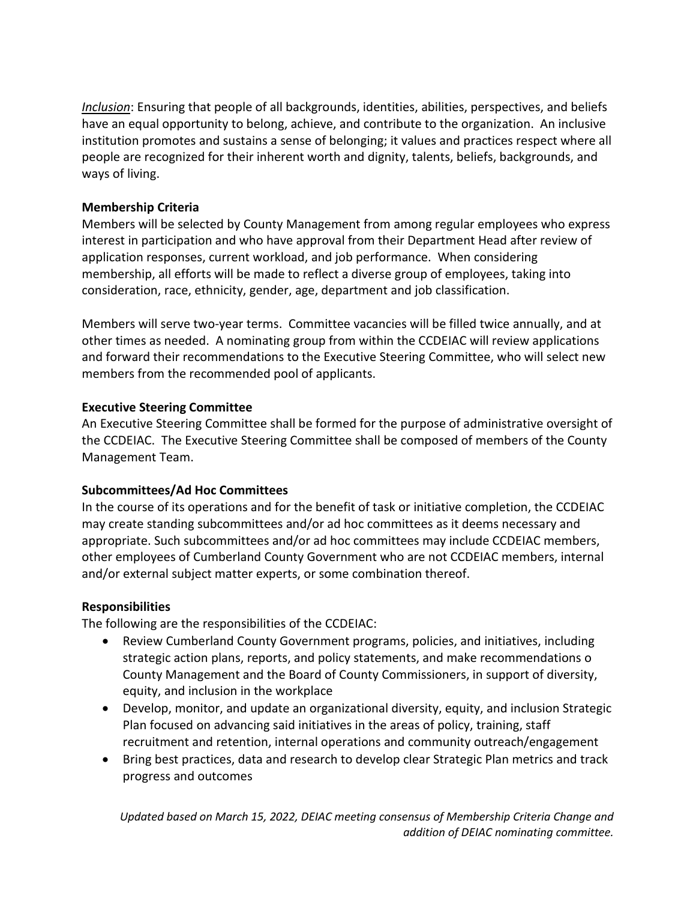*<u>Inclusion</u>*: Ensuring that people of all backgrounds, identities, abilities, perspectives, and beliefs have an equal opportunity to belong, achieve, and contribute to the organization. An inclusive institution promotes and sustains a sense of belonging; it values and practices respect where all people are recognized for their inherent worth and dignity, talents, beliefs, backgrounds, and ways of living.

**Membership Criteria**

Members will be selected by County Management from among regular employees who express interest in participation and who have approval from their Department Head after review of application responses, current workload, and job performance. When considering membership, all efforts will be made to reflect a diverse group of employees, taking into consideration, race, ethnicity, gender, age, department and job classification.

Members will serve two-year terms. Committee vacancies will be filled twice annually, and at other times as needed. A nominating group from within the CCDEIAC will review applications and forward their recommendations to the Executive Steering Committee, who will select new members from the recommended pool of applicants.

**Executive Steering Committee**

An Executive Steering Committee shall be formed for the purpose of administrative oversight of the CCDEIAC. The Executive Steering Committee shall be composed of members of the County Management Team.

**Subcommittees/Ad Hoc Committees**

In the course of its operations and for the benefit of task or initiative completion, the CCDEIAC may create standing subcommittees and/or ad hoc committees as it deems necessary and appropriate. Such subcommittees and/or ad hoc committees may include CCDEIAC members, other employees of Cumberland County Government who are not CCDEIAC members, internal and/or external subject matter experts, or some combination thereof.

**Responsibilities**

The following are the responsibilities of the CCDEIAC:

- Review Cumberland County Government programs, policies, and initiatives, including strategic action plans, reports, and policy statements, and make recommendations o County Management and the Board of County Commissioners, in support of diversity, equity, and inclusion in the workplace
- Develop, monitor, and update an organizational diversity, equity, and inclusion Strategic Plan focused on advancing said initiatives in the areas of policy, training, staff recruitment and retention, internal operations and community outreach/engagement
- Bring best practices, data and research to develop clear Strategic Plan metrics and track progress and outcomes

*Updated based on March 15, 2022, DEIAC meeting consensus of Membership Criteria Change and addition of DEIAC nominating committee.*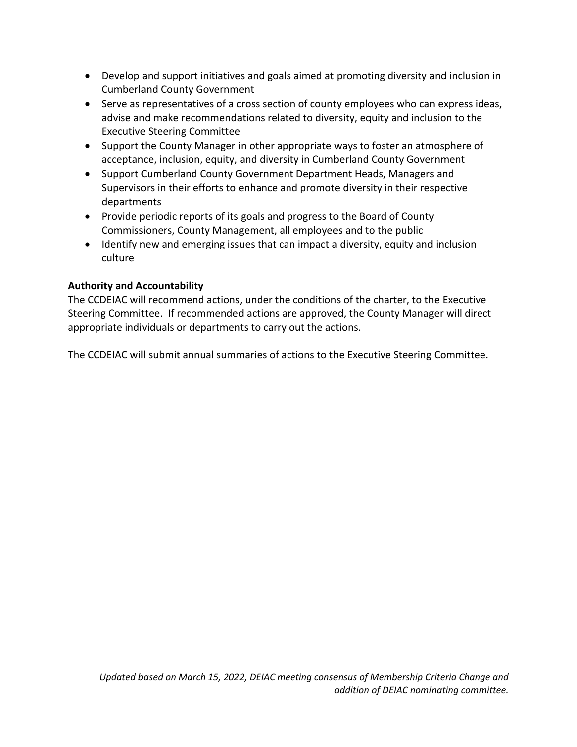- Develop and support initiatives and goals aimed at promoting diversity and inclusion in Cumberland County Government
- Serve as representatives of a cross section of county employees who can express ideas, advise and make recommendations related to diversity, equity and inclusion to the Executive Steering Committee
- Support the County Manager in other appropriate ways to foster an atmosphere of acceptance, inclusion, equity, and diversity in Cumberland County Government
- Support Cumberland County Government Department Heads, Managers and Supervisors in their efforts to enhance and promote diversity in their respective departments
- Provide periodic reports of its goals and progress to the Board of County Commissioners, County Management, all employees and to the public
- Identify new and emerging issues that can impact a diversity, equity and inclusion culture

**Authority and Accountability**

The CCDEIAC will recommend actions, under the conditions of the charter, to the Executive Steering Committee. If recommended actions are approved, the County Manager will direct appropriate individuals or departments to carry out the actions.

The CCDEIAC will submit annual summaries of actions to the Executive Steering Committee.

*Updated based on March 15, 2022, DEIAC meeting consensus of Membership Criteria Change and addition of DEIAC nominating committee.*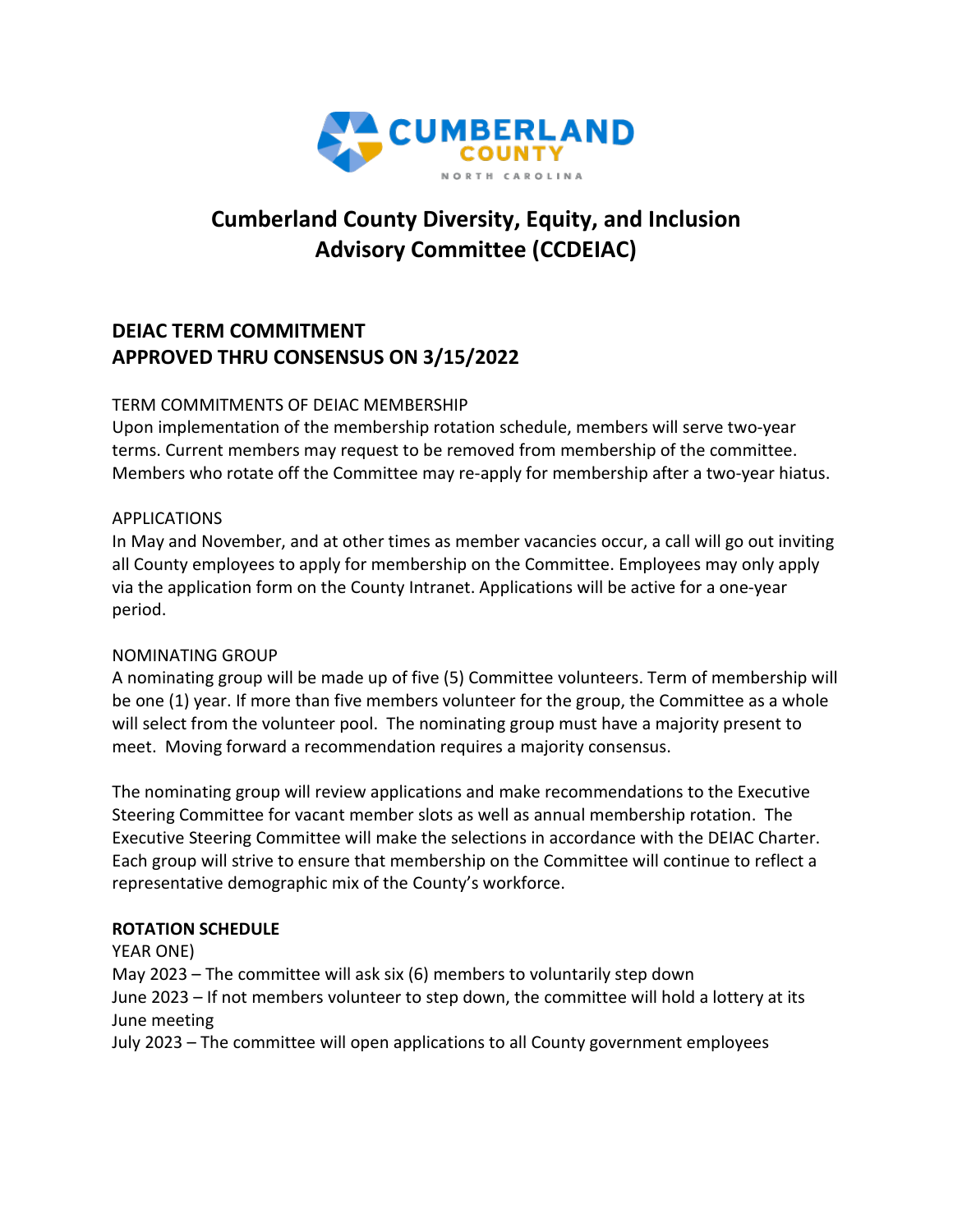# Cumberland County Diversity, Equity, and Inclusion Advisory Committee (CCDEIAC)

## DEIAC TERM COMMITMENT
## APPROVED THRU CONSENSUS ON 3/15/2022

TERM COMMITMENTS OF DEIAC MEMBERSHIP

Upon implementation of the membership rotation schedule, members will serve two-year terms. Current members may request to be removed from membership of the committee. Members who rotate off the Committee may re-apply for membership after a two-year hiatus.

APPLICATIONS

In May and November, and at other times as member vacancies occur, a call will go out inviting all County employees to apply for membership on the Committee. Employees may only apply via the application form on the County Intranet. Applications will be active for a one-year period.

NOMINATING GROUP

A nominating group will be made up of five (5) Committee volunteers. Term of membership will be one (1) year. If more than five members volunteer for the group, the Committee as a whole will select from the volunteer pool. The nominating group must have a majority present to meet. Moving forward a recommendation requires a majority consensus.

The nominating group will review applications and make recommendations to the Executive Steering Committee for vacant member slots as well as annual membership rotation. The Executive Steering Committee will make the selections in accordance with the DEIAC Charter. Each group will strive to ensure that membership on the Committee will continue to reflect a representative demographic mix of the County's workforce.

**ROTATION SCHEDULE**

YEAR ONE)

May 2023 – The committee will ask six (6) members to voluntarily step down

June 2023 – If not members volunteer to step down, the committee will hold a lottery at its June meeting

July 2023 – The committee will open applications to all County government employees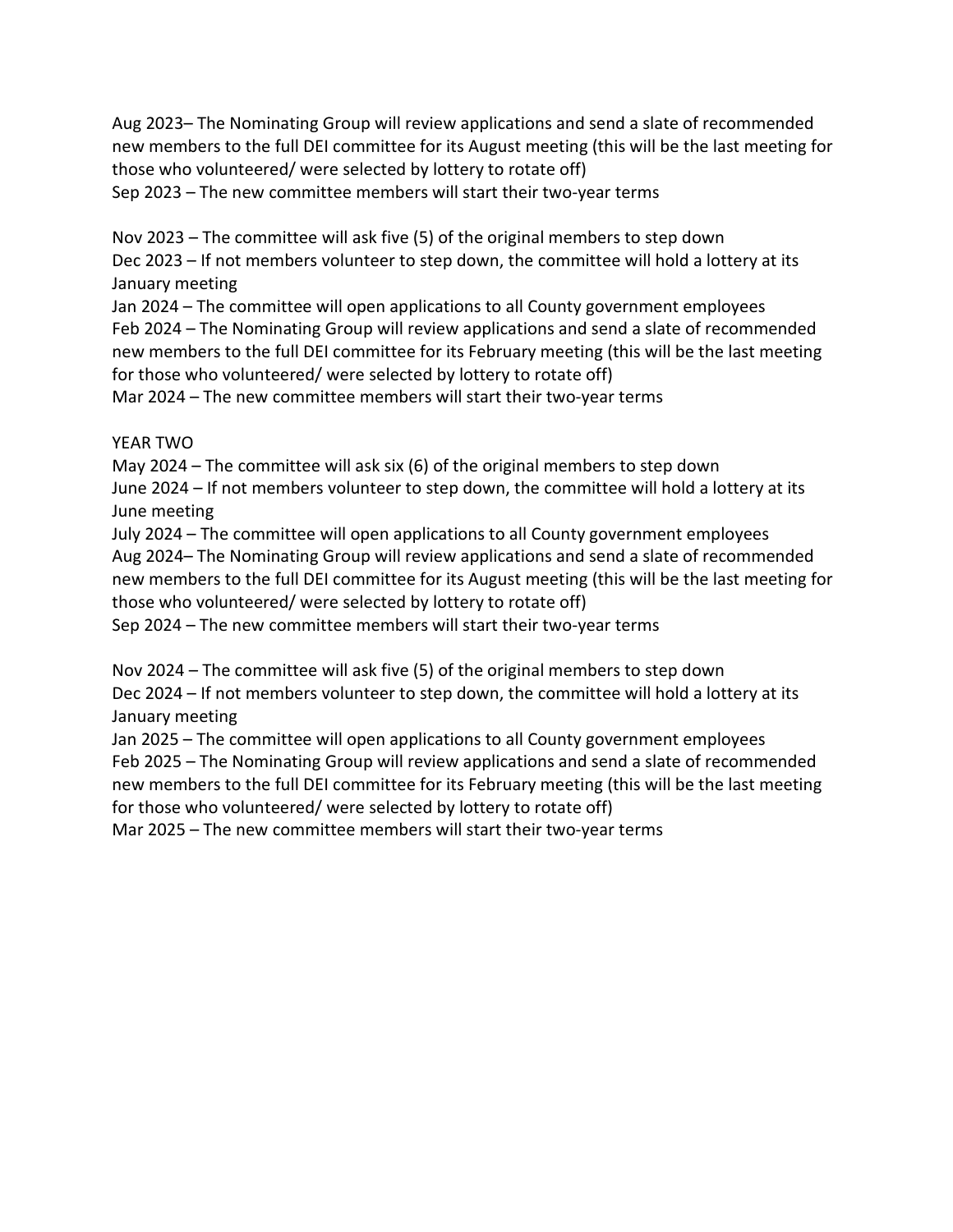Aug 2023– The Nominating Group will review applications and send a slate of recommended new members to the full DEI committee for its August meeting (this will be the last meeting for those who volunteered/ were selected by lottery to rotate off)
Sep 2023 – The new committee members will start their two-year terms

Nov 2023 – The committee will ask five (5) of the original members to step down
Dec 2023 – If not members volunteer to step down, the committee will hold a lottery at its January meeting
Jan 2024 – The committee will open applications to all County government employees
Feb 2024 – The Nominating Group will review applications and send a slate of recommended new members to the full DEI committee for its February meeting (this will be the last meeting for those who volunteered/ were selected by lottery to rotate off)
Mar 2024 – The new committee members will start their two-year terms

YEAR TWO
May 2024 – The committee will ask six (6) of the original members to step down
June 2024 – If not members volunteer to step down, the committee will hold a lottery at its June meeting
July 2024 – The committee will open applications to all County government employees
Aug 2024– The Nominating Group will review applications and send a slate of recommended new members to the full DEI committee for its August meeting (this will be the last meeting for those who volunteered/ were selected by lottery to rotate off)
Sep 2024 – The new committee members will start their two-year terms

Nov 2024 – The committee will ask five (5) of the original members to step down
Dec 2024 – If not members volunteer to step down, the committee will hold a lottery at its January meeting
Jan 2025 – The committee will open applications to all County government employees
Feb 2025 – The Nominating Group will review applications and send a slate of recommended new members to the full DEI committee for its February meeting (this will be the last meeting for those who volunteered/ were selected by lottery to rotate off)
Mar 2025 – The new committee members will start their two-year terms